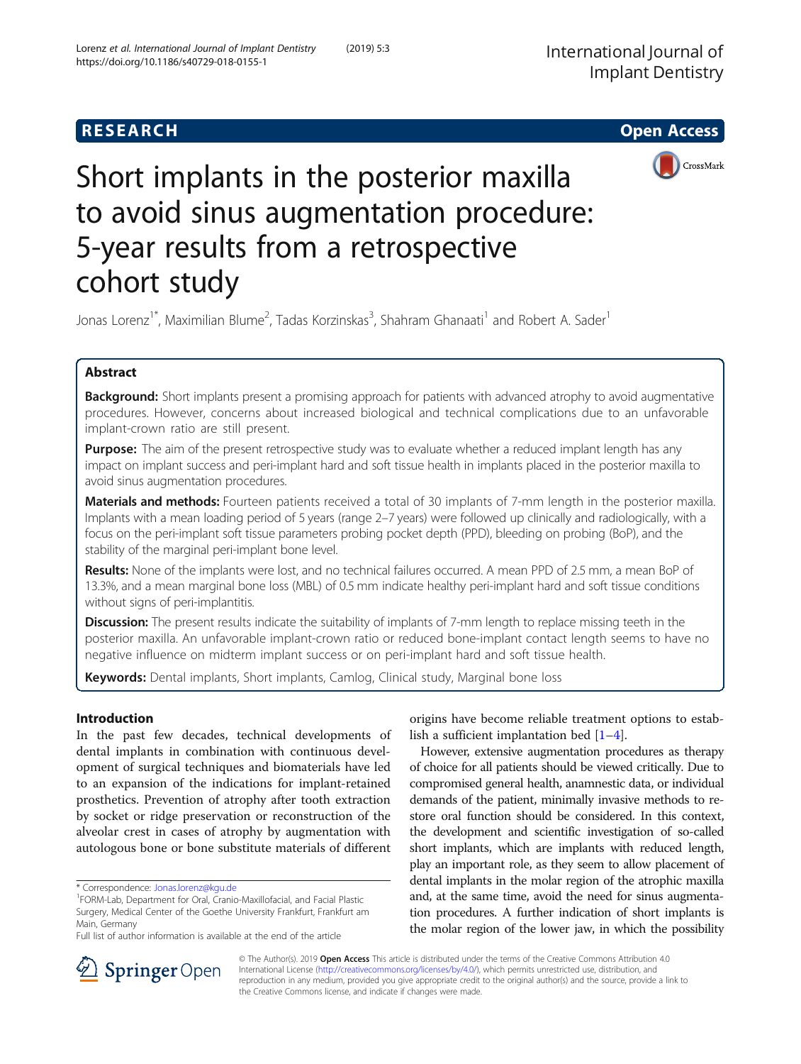RESEARCH Open Access

# Short implants in the posterior maxilla to avoid sinus augmentation procedure: 5-year results from a retrospective cohort study

Jonas Lorenz[1*], Maximilian Blume[2], Tadas Korzinskas[3], Shahram Ghanaati[1] and Robert A. Sader[1]

## Abstract

**Background:** Short implants present a promising approach for patients with advanced atrophy to avoid augmentative procedures. However, concerns about increased biological and technical complications due to an unfavorable implant-crown ratio are still present.

**Purpose:** The aim of the present retrospective study was to evaluate whether a reduced implant length has any impact on implant success and peri-implant hard and soft tissue health in implants placed in the posterior maxilla to avoid sinus augmentation procedures.

**Materials and methods:** Fourteen patients received a total of 30 implants of 7-mm length in the posterior maxilla. Implants with a mean loading period of 5 years (range 2–7 years) were followed up clinically and radiologically, with a focus on the peri-implant soft tissue parameters probing pocket depth (PPD), bleeding on probing (BoP), and the stability of the marginal peri-implant bone level.

**Results:** None of the implants were lost, and no technical failures occurred. A mean PPD of 2.5 mm, a mean BoP of 13.3%, and a mean marginal bone loss (MBL) of 0.5 mm indicate healthy peri-implant hard and soft tissue conditions without signs of peri-implantitis.

**Discussion:** The present results indicate the suitability of implants of 7-mm length to replace missing teeth in the posterior maxilla. An unfavorable implant-crown ratio or reduced bone-implant contact length seems to have no negative influence on midterm implant success or on peri-implant hard and soft tissue health.

**Keywords:** Dental implants, Short implants, Camlog, Clinical study, Marginal bone loss

## Introduction

In the past few decades, technical developments of dental implants in combination with continuous development of surgical techniques and biomaterials have led to an expansion of the indications for implant-retained prosthetics. Prevention of atrophy after tooth extraction by socket or ridge preservation or reconstruction of the alveolar crest in cases of atrophy by augmentation with autologous bone or bone substitute materials of different origins have become reliable treatment options to establish a sufficient implantation bed [1–4].

However, extensive augmentation procedures as therapy of choice for all patients should be viewed critically. Due to compromised general health, anamnestic data, or individual demands of the patient, minimally invasive methods to restore oral function should be considered. In this context, the development and scientific investigation of so-called short implants, which are implants with reduced length, play an important role, as they seem to allow placement of dental implants in the molar region of the atrophic maxilla and, at the same time, avoid the need for sinus augmentation procedures. A further indication of short implants is the molar region of the lower jaw, in which the possibility

* Correspondence: Jonas.lorenz@kgu.de

[1]FORM-Lab, Department for Oral, Cranio-Maxillofacial, and Facial Plastic Surgery, Medical Center of the Goethe University Frankfurt, Frankfurt am Main, Germany

Full list of author information is available at the end of the article

© The Author(s). 2019 **Open Access** This article is distributed under the terms of the Creative Commons Attribution 4.0 International License (http://creativecommons.org/licenses/by/4.0/), which permits unrestricted use, distribution, and reproduction in any medium, provided you give appropriate credit to the original author(s) and the source, provide a link to the Creative Commons license, and indicate if changes were made.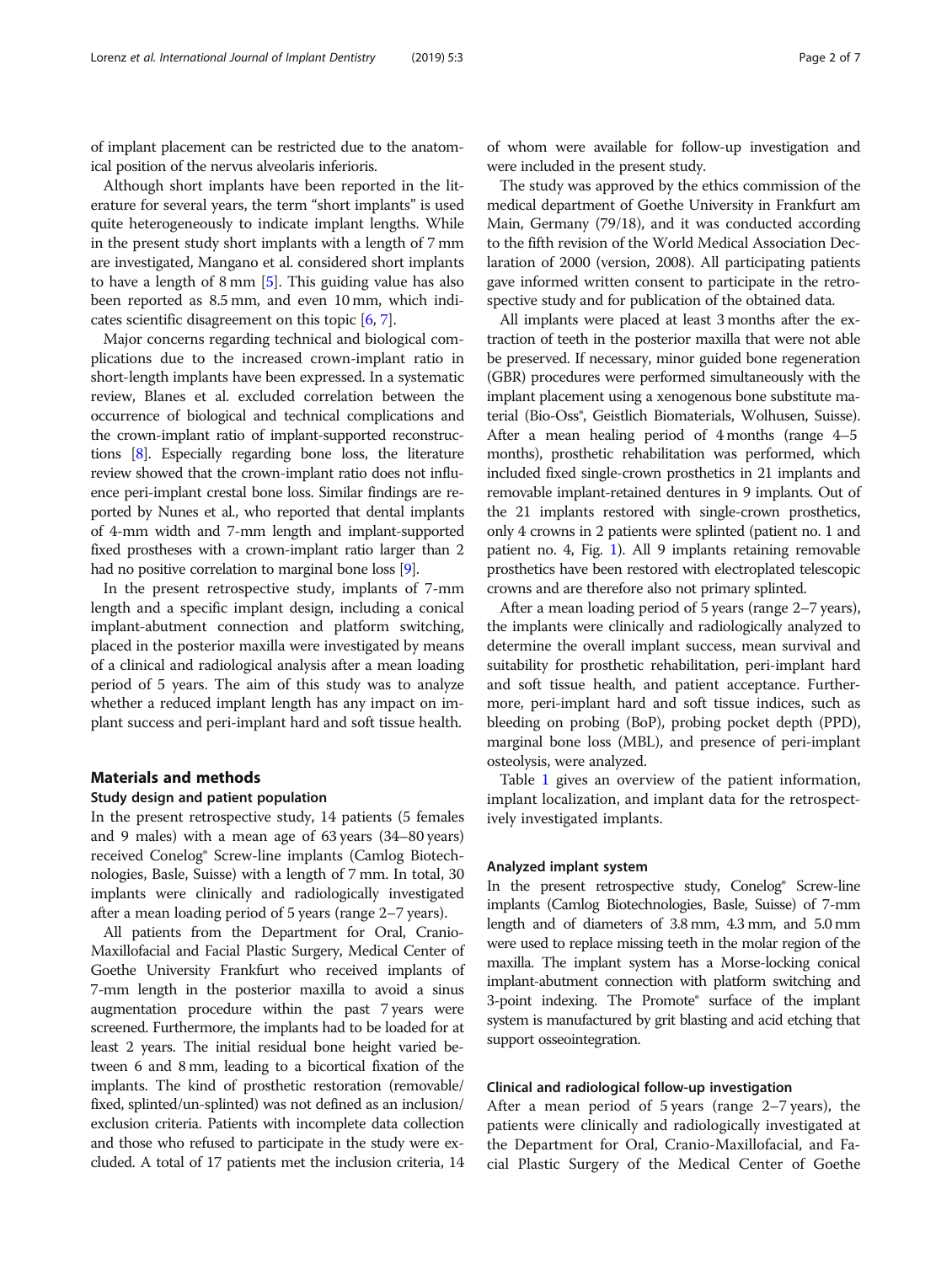of implant placement can be restricted due to the anatomical position of the nervus alveolaris inferioris.

Although short implants have been reported in the literature for several years, the term "short implants" is used quite heterogeneously to indicate implant lengths. While in the present study short implants with a length of 7 mm are investigated, Mangano et al. considered short implants to have a length of 8 mm [5]. This guiding value has also been reported as 8.5 mm, and even 10 mm, which indicates scientific disagreement on this topic [6, 7].

Major concerns regarding technical and biological complications due to the increased crown-implant ratio in short-length implants have been expressed. In a systematic review, Blanes et al. excluded correlation between the occurrence of biological and technical complications and the crown-implant ratio of implant-supported reconstructions [8]. Especially regarding bone loss, the literature review showed that the crown-implant ratio does not influence peri-implant crestal bone loss. Similar findings are reported by Nunes et al., who reported that dental implants of 4-mm width and 7-mm length and implant-supported fixed prostheses with a crown-implant ratio larger than 2 had no positive correlation to marginal bone loss [9].

In the present retrospective study, implants of 7-mm length and a specific implant design, including a conical implant-abutment connection and platform switching, placed in the posterior maxilla were investigated by means of a clinical and radiological analysis after a mean loading period of 5 years. The aim of this study was to analyze whether a reduced implant length has any impact on implant success and peri-implant hard and soft tissue health.

## Materials and methods

### Study design and patient population

In the present retrospective study, 14 patients (5 females and 9 males) with a mean age of 63 years (34–80 years) received Conelog® Screw-line implants (Camlog Biotechnologies, Basle, Suisse) with a length of 7 mm. In total, 30 implants were clinically and radiologically investigated after a mean loading period of 5 years (range 2–7 years).

All patients from the Department for Oral, Cranio-Maxillofacial and Facial Plastic Surgery, Medical Center of Goethe University Frankfurt who received implants of 7-mm length in the posterior maxilla to avoid a sinus augmentation procedure within the past 7 years were screened. Furthermore, the implants had to be loaded for at least 2 years. The initial residual bone height varied between 6 and 8 mm, leading to a bicortical fixation of the implants. The kind of prosthetic restoration (removable/fixed, splinted/un-splinted) was not defined as an inclusion/exclusion criteria. Patients with incomplete data collection and those who refused to participate in the study were excluded. A total of 17 patients met the inclusion criteria, 14 of whom were available for follow-up investigation and were included in the present study.

The study was approved by the ethics commission of the medical department of Goethe University in Frankfurt am Main, Germany (79/18), and it was conducted according to the fifth revision of the World Medical Association Declaration of 2000 (version, 2008). All participating patients gave informed written consent to participate in the retrospective study and for publication of the obtained data.

All implants were placed at least 3 months after the extraction of teeth in the posterior maxilla that were not able be preserved. If necessary, minor guided bone regeneration (GBR) procedures were performed simultaneously with the implant placement using a xenogenous bone substitute material (Bio-Oss®, Geistlich Biomaterials, Wolhusen, Suisse). After a mean healing period of 4 months (range 4–5 months), prosthetic rehabilitation was performed, which included fixed single-crown prosthetics in 21 implants and removable implant-retained dentures in 9 implants. Out of the 21 implants restored with single-crown prosthetics, only 4 crowns in 2 patients were splinted (patient no. 1 and patient no. 4, Fig. 1). All 9 implants retaining removable prosthetics have been restored with electroplated telescopic crowns and are therefore also not primary splinted.

After a mean loading period of 5 years (range 2–7 years), the implants were clinically and radiologically analyzed to determine the overall implant success, mean survival and suitability for prosthetic rehabilitation, peri-implant hard and soft tissue health, and patient acceptance. Furthermore, peri-implant hard and soft tissue indices, such as bleeding on probing (BoP), probing pocket depth (PPD), marginal bone loss (MBL), and presence of peri-implant osteolysis, were analyzed.

Table 1 gives an overview of the patient information, implant localization, and implant data for the retrospectively investigated implants.

### Analyzed implant system

In the present retrospective study, Conelog® Screw-line implants (Camlog Biotechnologies, Basle, Suisse) of 7-mm length and of diameters of 3.8 mm, 4.3 mm, and 5.0 mm were used to replace missing teeth in the molar region of the maxilla. The implant system has a Morse-locking conical implant-abutment connection with platform switching and 3-point indexing. The Promote® surface of the implant system is manufactured by grit blasting and acid etching that support osseointegration.

### Clinical and radiological follow-up investigation

After a mean period of 5 years (range 2–7 years), the patients were clinically and radiologically investigated at the Department for Oral, Cranio-Maxillofacial, and Facial Plastic Surgery of the Medical Center of Goethe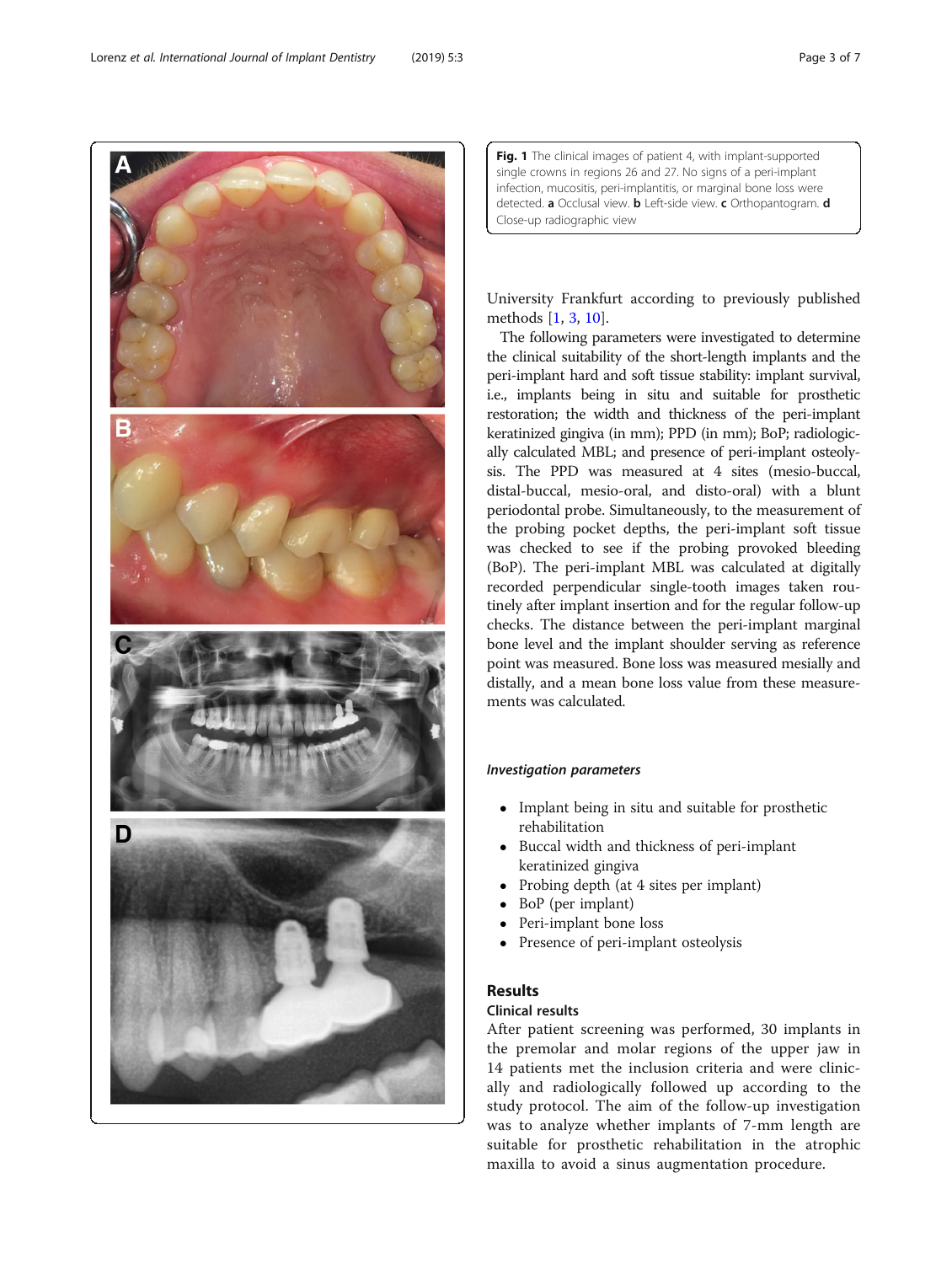**Fig. 1** The clinical images of patient 4, with implant-supported single crowns in regions 26 and 27. No signs of a peri-implant infection, mucositis, peri-implantitis, or marginal bone loss were detected. **a** Occlusal view. **b** Left-side view. **c** Orthopantogram. **d** Close-up radiographic view

University Frankfurt according to previously published methods [1, 3, 10].

The following parameters were investigated to determine the clinical suitability of the short-length implants and the peri-implant hard and soft tissue stability: implant survival, i.e., implants being in situ and suitable for prosthetic restoration; the width and thickness of the peri-implant keratinized gingiva (in mm); PPD (in mm); BoP; radiologically calculated MBL; and presence of peri-implant osteolysis. The PPD was measured at 4 sites (mesio-buccal, distal-buccal, mesio-oral, and disto-oral) with a blunt periodontal probe. Simultaneously, to the measurement of the probing pocket depths, the peri-implant soft tissue was checked to see if the probing provoked bleeding (BoP). The peri-implant MBL was calculated at digitally recorded perpendicular single-tooth images taken routinely after implant insertion and for the regular follow-up checks. The distance between the peri-implant marginal bone level and the implant shoulder serving as reference point was measured. Bone loss was measured mesially and distally, and a mean bone loss value from these measurements was calculated.

### *Investigation parameters*

- Implant being in situ and suitable for prosthetic rehabilitation
- Buccal width and thickness of peri-implant keratinized gingiva
- Probing depth (at 4 sites per implant)
- BoP (per implant)
- Peri-implant bone loss
- Presence of peri-implant osteolysis

## Results

### Clinical results

After patient screening was performed, 30 implants in the premolar and molar regions of the upper jaw in 14 patients met the inclusion criteria and were clinically and radiologically followed up according to the study protocol. The aim of the follow-up investigation was to analyze whether implants of 7-mm length are suitable for prosthetic rehabilitation in the atrophic maxilla to avoid a sinus augmentation procedure.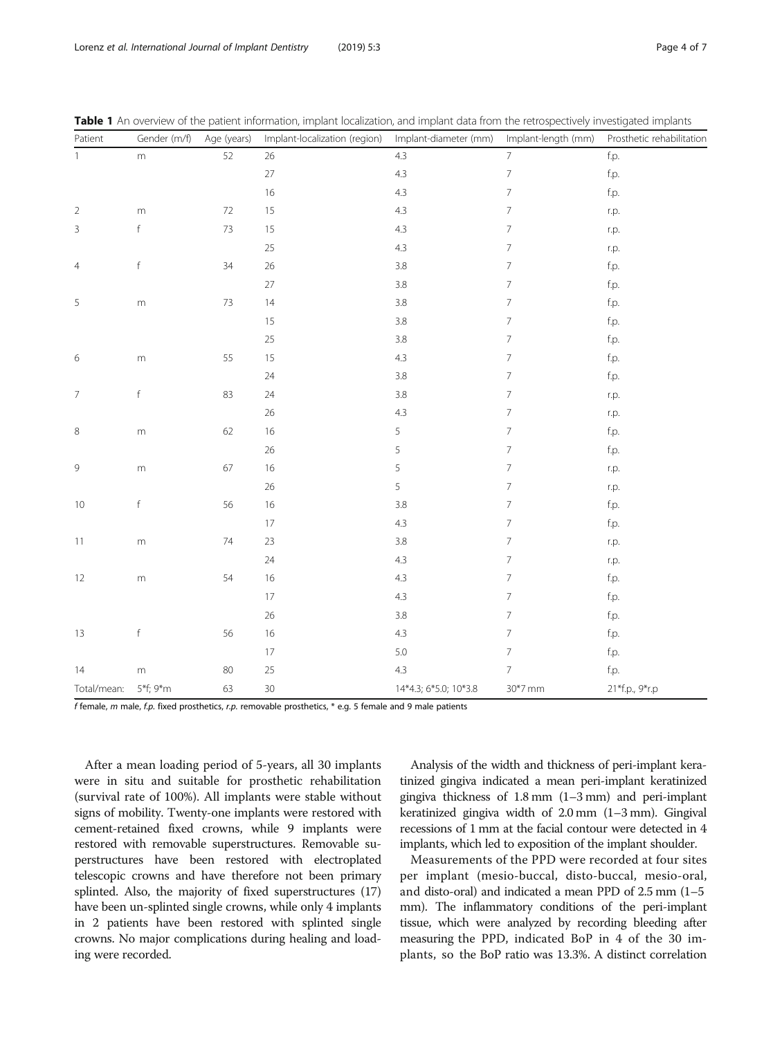**Table 1** An overview of the patient information, implant localization, and implant data from the retrospectively investigated implants

| Patient | Gender (m/f) | Age (years) | Implant-localization (region) | Implant-diameter (mm) | Implant-length (mm) | Prosthetic rehabilitation |
|---|---|---|---|---|---|---|
| 1 | m | 52 | 26 | 4.3 | 7 | f.p. |
| | | | 27 | 4.3 | 7 | f.p. |
| | | | 16 | 4.3 | 7 | f.p. |
| 2 | m | 72 | 15 | 4.3 | 7 | r.p. |
| 3 | f | 73 | 15 | 4.3 | 7 | r.p. |
| | | | 25 | 4.3 | 7 | r.p. |
| 4 | f | 34 | 26 | 3.8 | 7 | f.p. |
| | | | 27 | 3.8 | 7 | f.p. |
| 5 | m | 73 | 14 | 3.8 | 7 | f.p. |
| | | | 15 | 3.8 | 7 | f.p. |
| | | | 25 | 3.8 | 7 | f.p. |
| 6 | m | 55 | 15 | 4.3 | 7 | f.p. |
| | | | 24 | 3.8 | 7 | f.p. |
| 7 | f | 83 | 24 | 3.8 | 7 | r.p. |
| | | | 26 | 4.3 | 7 | r.p. |
| 8 | m | 62 | 16 | 5 | 7 | f.p. |
| | | | 26 | 5 | 7 | f.p. |
| 9 | m | 67 | 16 | 5 | 7 | r.p. |
| | | | 26 | 5 | 7 | r.p. |
| 10 | f | 56 | 16 | 3.8 | 7 | f.p. |
| | | | 17 | 4.3 | 7 | f.p. |
| 11 | m | 74 | 23 | 3.8 | 7 | r.p. |
| | | | 24 | 4.3 | 7 | r.p. |
| 12 | m | 54 | 16 | 4.3 | 7 | f.p. |
| | | | 17 | 4.3 | 7 | f.p. |
| | | | 26 | 3.8 | 7 | f.p. |
| 13 | f | 56 | 16 | 4.3 | 7 | f.p. |
| | | | 17 | 5.0 | 7 | f.p. |
| 14 | m | 80 | 25 | 4.3 | 7 | f.p. |
| Total/mean: | 5*f; 9*m | 63 | 30 | 14*4.3; 6*5.0; 10*3.8 | 30*7 mm | 21*f.p., 9*r.p |

*f* female, *m* male, *f.p.* fixed prosthetics, *r.p.* removable prosthetics, * e.g. 5 female and 9 male patients

After a mean loading period of 5-years, all 30 implants were in situ and suitable for prosthetic rehabilitation (survival rate of 100%). All implants were stable without signs of mobility. Twenty-one implants were restored with cement-retained fixed crowns, while 9 implants were restored with removable superstructures. Removable superstructures have been restored with electroplated telescopic crowns and have therefore not been primary splinted. Also, the majority of fixed superstructures (17) have been un-splinted single crowns, while only 4 implants in 2 patients have been restored with splinted single crowns. No major complications during healing and loading were recorded.

Analysis of the width and thickness of peri-implant keratinized gingiva indicated a mean peri-implant keratinized gingiva thickness of 1.8 mm (1–3 mm) and peri-implant keratinized gingiva width of 2.0 mm (1–3 mm). Gingival recessions of 1 mm at the facial contour were detected in 4 implants, which led to exposition of the implant shoulder.

Measurements of the PPD were recorded at four sites per implant (mesio-buccal, disto-buccal, mesio-oral, and disto-oral) and indicated a mean PPD of 2.5 mm (1–5 mm). The inflammatory conditions of the peri-implant tissue, which were analyzed by recording bleeding after measuring the PPD, indicated BoP in 4 of the 30 implants, so the BoP ratio was 13.3%. A distinct correlation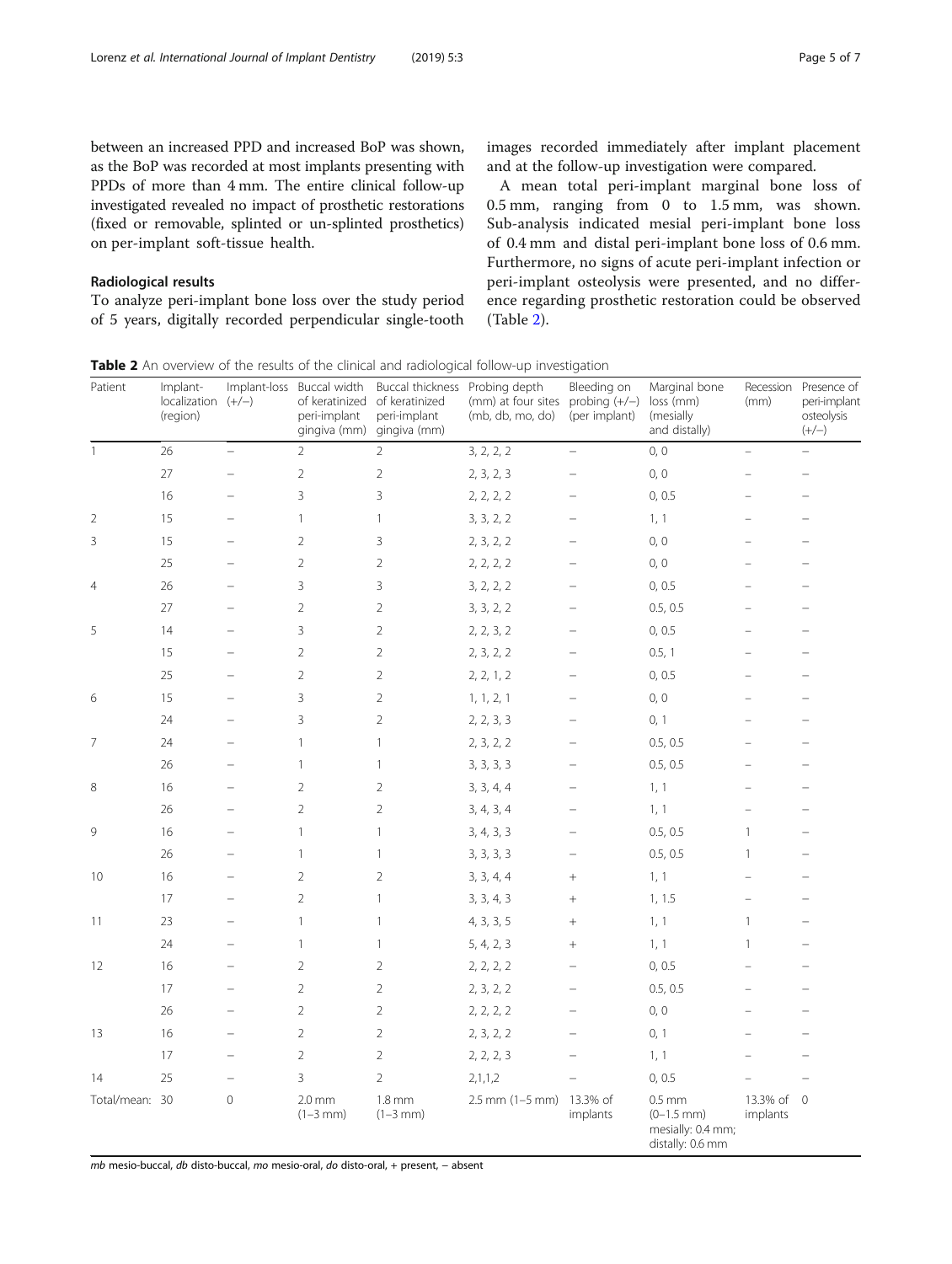between an increased PPD and increased BoP was shown, as the BoP was recorded at most implants presenting with PPDs of more than 4 mm. The entire clinical follow-up investigated revealed no impact of prosthetic restorations (fixed or removable, splinted or un-splinted prosthetics) on per-implant soft-tissue health.

### Radiological results

To analyze peri-implant bone loss over the study period of 5 years, digitally recorded perpendicular single-tooth images recorded immediately after implant placement and at the follow-up investigation were compared.

A mean total peri-implant marginal bone loss of 0.5 mm, ranging from 0 to 1.5 mm, was shown. Sub-analysis indicated mesial peri-implant bone loss of 0.4 mm and distal peri-implant bone loss of 0.6 mm. Furthermore, no signs of acute peri-implant infection or peri-implant osteolysis were presented, and no difference regarding prosthetic restoration could be observed (Table 2).

**Table 2** An overview of the results of the clinical and radiological follow-up investigation

| Patient | Implant-localization (region) | Implant-loss (+/−) | Buccal width of keratinized peri-implant gingiva (mm) | Buccal thickness of keratinized peri-implant gingiva (mm) | Probing depth (mm) at four sites (mb, db, mo, do) | Bleeding on probing (+/−) (per implant) | Marginal bone loss (mm) (mesially and distally) | Recession (mm) | Presence of peri-implant osteolysis (+/−) |
|---|---|---|---|---|---|---|---|---|---|
| 1 | 26 | – | 2 | 2 | 3, 2, 2, 2 | – | 0, 0 | – | – |
| | 27 | – | 2 | 2 | 2, 3, 2, 3 | – | 0, 0 | – | – |
| | 16 | – | 3 | 3 | 2, 2, 2, 2 | – | 0, 0.5 | – | – |
| 2 | 15 | – | 1 | 1 | 3, 3, 2, 2 | – | 1, 1 | – | – |
| 3 | 15 | – | 2 | 3 | 2, 3, 2, 2 | – | 0, 0 | – | – |
| | 25 | – | 2 | 2 | 2, 2, 2, 2 | – | 0, 0 | – | – |
| 4 | 26 | – | 3 | 3 | 3, 2, 2, 2 | – | 0, 0.5 | – | – |
| | 27 | – | 2 | 2 | 3, 3, 2, 2 | – | 0.5, 0.5 | – | – |
| 5 | 14 | – | 3 | 2 | 2, 2, 3, 2 | – | 0, 0.5 | – | – |
| | 15 | – | 2 | 2 | 2, 3, 2, 2 | – | 0.5, 1 | – | – |
| | 25 | – | 2 | 2 | 2, 2, 1, 2 | – | 0, 0.5 | – | – |
| 6 | 15 | – | 3 | 2 | 1, 1, 2, 1 | – | 0, 0 | – | – |
| | 24 | – | 3 | 2 | 2, 2, 3, 3 | – | 0, 1 | – | – |
| 7 | 24 | – | 1 | 1 | 2, 3, 2, 2 | – | 0.5, 0.5 | – | – |
| | 26 | – | 1 | 1 | 3, 3, 3, 3 | – | 0.5, 0.5 | – | – |
| 8 | 16 | – | 2 | 2 | 3, 3, 4, 4 | – | 1, 1 | – | – |
| | 26 | – | 2 | 2 | 3, 4, 3, 4 | – | 1, 1 | – | – |
| 9 | 16 | – | 1 | 1 | 3, 4, 3, 3 | – | 0.5, 0.5 | 1 | – |
| | 26 | – | 1 | 1 | 3, 3, 3, 3 | – | 0.5, 0.5 | 1 | – |
| 10 | 16 | – | 2 | 2 | 3, 3, 4, 4 | + | 1, 1 | – | – |
| | 17 | – | 2 | 1 | 3, 3, 4, 3 | + | 1, 1.5 | – | – |
| 11 | 23 | – | 1 | 1 | 4, 3, 3, 5 | + | 1, 1 | 1 | – |
| | 24 | – | 1 | 1 | 5, 4, 2, 3 | + | 1, 1 | 1 | – |
| 12 | 16 | – | 2 | 2 | 2, 2, 2, 2 | – | 0, 0.5 | – | – |
| | 17 | – | 2 | 2 | 2, 3, 2, 2 | – | 0.5, 0.5 | – | – |
| | 26 | – | 2 | 2 | 2, 2, 2, 2 | – | 0, 0 | – | – |
| 13 | 16 | – | 2 | 2 | 2, 3, 2, 2 | – | 0, 1 | – | – |
| | 17 | – | 2 | 2 | 2, 2, 2, 3 | – | 1, 1 | – | – |
| 14 | 25 | – | 3 | 2 | 2,1,1,2 | – | 0, 0.5 | – | – |
| Total/mean: | 30 | 0 | 2.0 mm (1–3 mm) | 1.8 mm (1–3 mm) | 2.5 mm (1–5 mm) | 13.3% of implants | 0.5 mm (0–1.5 mm) mesially: 0.4 mm; distally: 0.6 mm | 13.3% of implants | 0 |

*mb* mesio-buccal, *db* disto-buccal, *mo* mesio-oral, *do* disto-oral, + present, − absent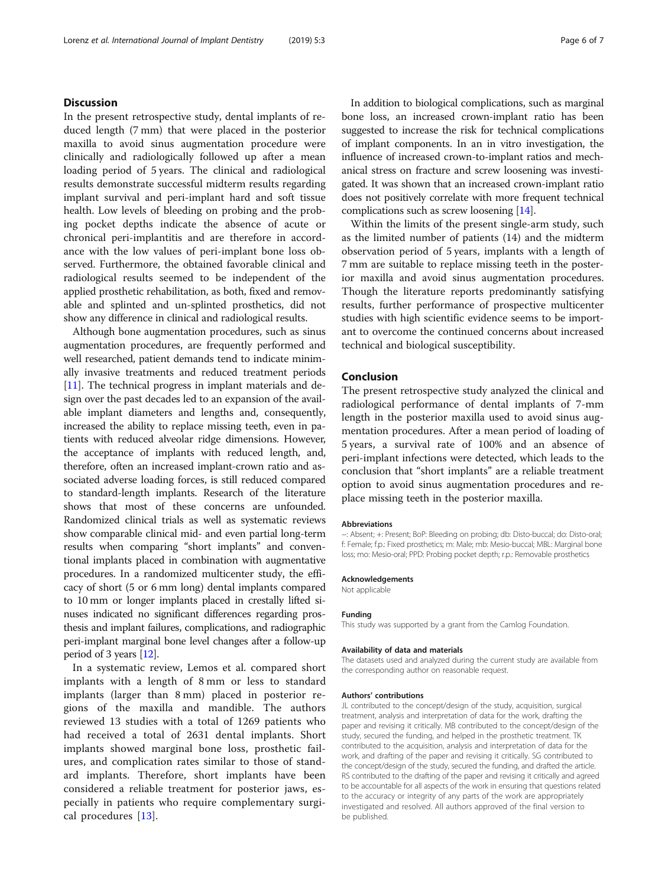## Discussion

In the present retrospective study, dental implants of reduced length (7 mm) that were placed in the posterior maxilla to avoid sinus augmentation procedure were clinically and radiologically followed up after a mean loading period of 5 years. The clinical and radiological results demonstrate successful midterm results regarding implant survival and peri-implant hard and soft tissue health. Low levels of bleeding on probing and the probing pocket depths indicate the absence of acute or chronical peri-implantitis and are therefore in accordance with the low values of peri-implant bone loss observed. Furthermore, the obtained favorable clinical and radiological results seemed to be independent of the applied prosthetic rehabilitation, as both, fixed and removable and splinted and un-splinted prosthetics, did not show any difference in clinical and radiological results.

Although bone augmentation procedures, such as sinus augmentation procedures, are frequently performed and well researched, patient demands tend to indicate minimally invasive treatments and reduced treatment periods [11]. The technical progress in implant materials and design over the past decades led to an expansion of the available implant diameters and lengths and, consequently, increased the ability to replace missing teeth, even in patients with reduced alveolar ridge dimensions. However, the acceptance of implants with reduced length, and, therefore, often an increased implant-crown ratio and associated adverse loading forces, is still reduced compared to standard-length implants. Research of the literature shows that most of these concerns are unfounded. Randomized clinical trials as well as systematic reviews show comparable clinical mid- and even partial long-term results when comparing "short implants" and conventional implants placed in combination with augmentative procedures. In a randomized multicenter study, the efficacy of short (5 or 6 mm long) dental implants compared to 10 mm or longer implants placed in crestally lifted sinuses indicated no significant differences regarding prosthesis and implant failures, complications, and radiographic peri-implant marginal bone level changes after a follow-up period of 3 years [12].

In a systematic review, Lemos et al. compared short implants with a length of 8 mm or less to standard implants (larger than 8 mm) placed in posterior regions of the maxilla and mandible. The authors reviewed 13 studies with a total of 1269 patients who had received a total of 2631 dental implants. Short implants showed marginal bone loss, prosthetic failures, and complication rates similar to those of standard implants. Therefore, short implants have been considered a reliable treatment for posterior jaws, especially in patients who require complementary surgical procedures [13].

In addition to biological complications, such as marginal bone loss, an increased crown-implant ratio has been suggested to increase the risk for technical complications of implant components. In an in vitro investigation, the influence of increased crown-to-implant ratios and mechanical stress on fracture and screw loosening was investigated. It was shown that an increased crown-implant ratio does not positively correlate with more frequent technical complications such as screw loosening [14].

Within the limits of the present single-arm study, such as the limited number of patients (14) and the midterm observation period of 5 years, implants with a length of 7 mm are suitable to replace missing teeth in the posterior maxilla and avoid sinus augmentation procedures. Though the literature reports predominantly satisfying results, further performance of prospective multicenter studies with high scientific evidence seems to be important to overcome the continued concerns about increased technical and biological susceptibility.

## Conclusion

The present retrospective study analyzed the clinical and radiological performance of dental implants of 7-mm length in the posterior maxilla used to avoid sinus augmentation procedures. After a mean period of loading of 5 years, a survival rate of 100% and an absence of peri-implant infections were detected, which leads to the conclusion that "short implants" are a reliable treatment option to avoid sinus augmentation procedures and replace missing teeth in the posterior maxilla.

#### Abbreviations

–: Absent; +: Present; BoP: Bleeding on probing; db: Disto-buccal; do: Disto-oral; f: Female; f.p.: Fixed prosthetics; m: Male; mb: Mesio-buccal; MBL: Marginal bone loss; mo: Mesio-oral; PPD: Probing pocket depth; r.p.: Removable prosthetics

#### Acknowledgements

Not applicable

#### Funding

This study was supported by a grant from the Camlog Foundation.

#### Availability of data and materials

The datasets used and analyzed during the current study are available from the corresponding author on reasonable request.

#### Authors' contributions

JL contributed to the concept/design of the study, acquisition, surgical treatment, analysis and interpretation of data for the work, drafting the paper and revising it critically. MB contributed to the concept/design of the study, secured the funding, and helped in the prosthetic treatment. TK contributed to the acquisition, analysis and interpretation of data for the work, and drafting of the paper and revising it critically. SG contributed to the concept/design of the study, secured the funding, and drafted the article. RS contributed to the drafting of the paper and revising it critically and agreed to be accountable for all aspects of the work in ensuring that questions related to the accuracy or integrity of any parts of the work are appropriately investigated and resolved. All authors approved of the final version to be published.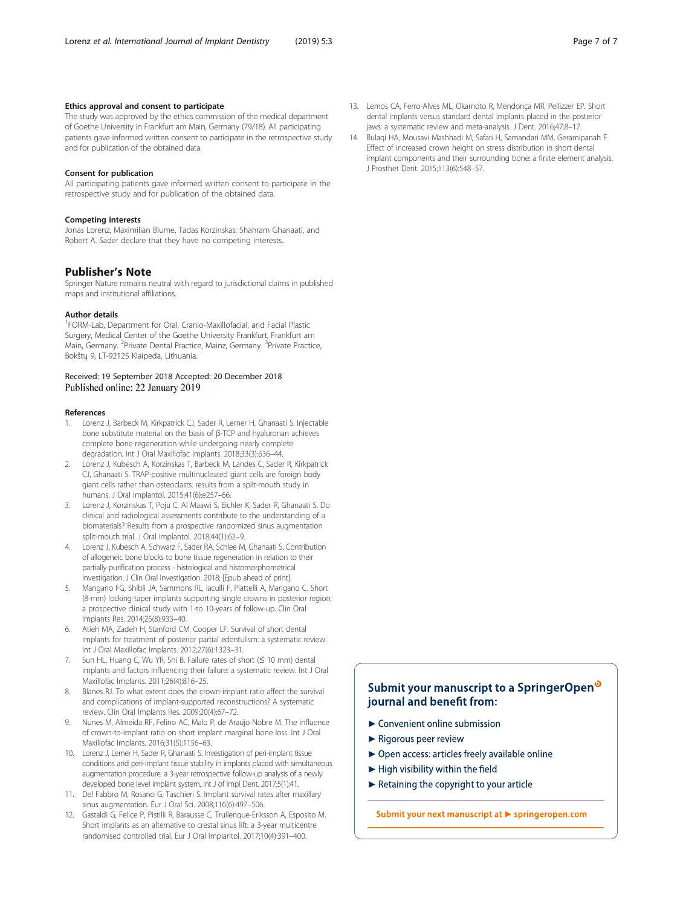#### Ethics approval and consent to participate

The study was approved by the ethics commission of the medical department of Goethe University in Frankfurt am Main, Germany (79/18). All participating patients gave informed written consent to participate in the retrospective study and for publication of the obtained data.

#### Consent for publication

All participating patients gave informed written consent to participate in the retrospective study and for publication of the obtained data.

#### Competing interests

Jonas Lorenz, Maximilian Blume, Tadas Korzinskas, Shahram Ghanaati, and Robert A. Sader declare that they have no competing interests.

### Publisher's Note

Springer Nature remains neutral with regard to jurisdictional claims in published maps and institutional affiliations.

#### Author details

[1]FORM-Lab, Department for Oral, Cranio-Maxillofacial, and Facial Plastic Surgery, Medical Center of the Goethe University Frankfurt, Frankfurt am Main, Germany. [2]Private Dental Practice, Mainz, Germany. [3]Private Practice, Bokštų 9, LT-92125 Klaipeda, Lithuania.

Received: 19 September 2018 Accepted: 20 December 2018
Published online: 22 January 2019

#### References

1. Lorenz J, Barbeck M, Kirkpatrick CJ, Sader R, Lerner H, Ghanaati S. Injectable bone substitute material on the basis of β-TCP and hyaluronan achieves complete bone regeneration while undergoing nearly complete degradation. Int J Oral Maxillofac Implants. 2018;33(3):636–44.
2. Lorenz J, Kubesch A, Korzinskas T, Barbeck M, Landes C, Sader R, Kirkpatrick CJ, Ghanaati S. TRAP-positive multinucleated giant cells are foreign body giant cells rather than osteoclasts: results from a split-mouth study in humans. J Oral Implantol. 2015;41(6):e257–66.
3. Lorenz J, Korzinskas T, Poju C, Al Maawi S, Eichler K, Sader R, Ghanaati S. Do clinical and radiological assessments contribute to the understanding of a biomaterials? Results from a prospective randomized sinus augmentation split-mouth trial. J Oral Implantol. 2018;44(1):62–9.
4. Lorenz J, Kubesch A, Schwarz F, Sader RA, Schlee M, Ghanaati S. Contribution of allogeneic bone blocks to bone tissue regeneration in relation to their partially purification process - histological and histomorphometrical investigation. J Clin Oral Investigation. 2018; [Epub ahead of print].
5. Mangano FG, Shibli JA, Sammons RL, Iaculli F, Piattelli A, Mangano C. Short (8-mm) locking-taper implants supporting single crowns in posterior region: a prospective clinical study with 1-to 10-years of follow-up. Clin Oral Implants Res. 2014;25(8):933–40.
6. Atieh MA, Zadeh H, Stanford CM, Cooper LF. Survival of short dental implants for treatment of posterior partial edentulism: a systematic review. Int J Oral Maxillofac Implants. 2012;27(6):1323–31.
7. Sun HL, Huang C, Wu YR, Shi B. Failure rates of short (≤ 10 mm) dental implants and factors influencing their failure: a systematic review. Int J Oral Maxillofac Implants. 2011;26(4):816–25.
8. Blanes RJ. To what extent does the crown-implant ratio affect the survival and complications of implant-supported reconstructions? A systematic review. Clin Oral Implants Res. 2009;20(4):67–72.
9. Nunes M, Almeida RF, Felino AC, Malo P, de Araújo Nobre M. The influence of crown-to-implant ratio on short implant marginal bone loss. Int J Oral Maxillofac Implants. 2016;31(5):1156–63.
10. Lorenz J, Lerner H, Sader R, Ghanaati S. Investigation of peri-implant tissue conditions and peri-implant tissue stability in implants placed with simultaneous augmentation procedure: a 3-year retrospective follow-up analysis of a newly developed bone level implant system. Int J of Impl Dent. 2017;5(1):41.
11. Del Fabbro M, Rosano G, Taschieri S. Implant survival rates after maxillary sinus augmentation. Eur J Oral Sci. 2008;116(6):497–506.
12. Gastaldi G, Felice P, Pistilli R, Barausse C, Trullenque-Eriksson A, Esposito M. Short implants as an alternative to crestal sinus lift: a 3-year multicentre randomised controlled trial. Eur J Oral Implantol. 2017;10(4):391–400.
13. Lemos CA, Ferro-Alves ML, Okamoto R, Mendonça MR, Pellizzer EP. Short dental implants versus standard dental implants placed in the posterior jaws: a systematic review and meta-analysis. J Dent. 2016;47:8–17.
14. Bulaqi HA, Mousavi Mashhadi M, Safari H, Samandari MM, Geramipanah F. Effect of increased crown height on stress distribution in short dental implant components and their surrounding bone: a finite element analysis. J Prosthet Dent. 2015;113(6):548–57.